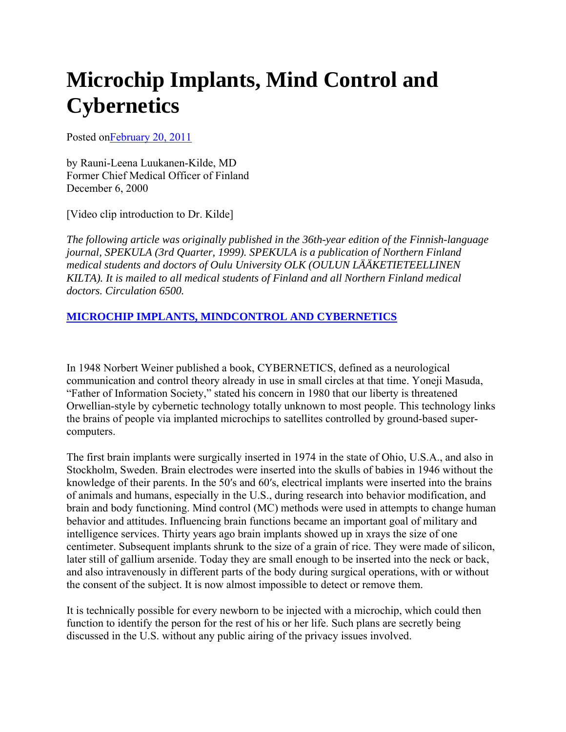# Microchip Implants, Mind Control and Cybernetics

Posted on[February 20, 2011](#)

by Rauni-Leena Luukanen-Kilde, MD
Former Chief Medical Officer of Finland
December 6, 2000

[Video clip introduction to Dr. Kilde]

*The following article was originally published in the 36th-year edition of the Finnish-language journal, SPEKULA (3rd Quarter, 1999). SPEKULA is a publication of Northern Finland medical students and doctors of Oulu University OLK (OULUN LÄÄKETIETEELLINEN KILTA). It is mailed to all medical students of Finland and all Northern Finland medical doctors. Circulation 6500.*

**[MICROCHIP IMPLANTS, MINDCONTROL AND CYBERNETICS](#)**

In 1948 Norbert Weiner published a book, CYBERNETICS, defined as a neurological communication and control theory already in use in small circles at that time. Yoneji Masuda, "Father of Information Society," stated his concern in 1980 that our liberty is threatened Orwellian-style by cybernetic technology totally unknown to most people. This technology links the brains of people via implanted microchips to satellites controlled by ground-based super-computers.

The first brain implants were surgically inserted in 1974 in the state of Ohio, U.S.A., and also in Stockholm, Sweden. Brain electrodes were inserted into the skulls of babies in 1946 without the knowledge of their parents. In the 50′s and 60′s, electrical implants were inserted into the brains of animals and humans, especially in the U.S., during research into behavior modification, and brain and body functioning. Mind control (MC) methods were used in attempts to change human behavior and attitudes. Influencing brain functions became an important goal of military and intelligence services. Thirty years ago brain implants showed up in xrays the size of one centimeter. Subsequent implants shrunk to the size of a grain of rice. They were made of silicon, later still of gallium arsenide. Today they are small enough to be inserted into the neck or back, and also intravenously in different parts of the body during surgical operations, with or without the consent of the subject. It is now almost impossible to detect or remove them.

It is technically possible for every newborn to be injected with a microchip, which could then function to identify the person for the rest of his or her life. Such plans are secretly being discussed in the U.S. without any public airing of the privacy issues involved.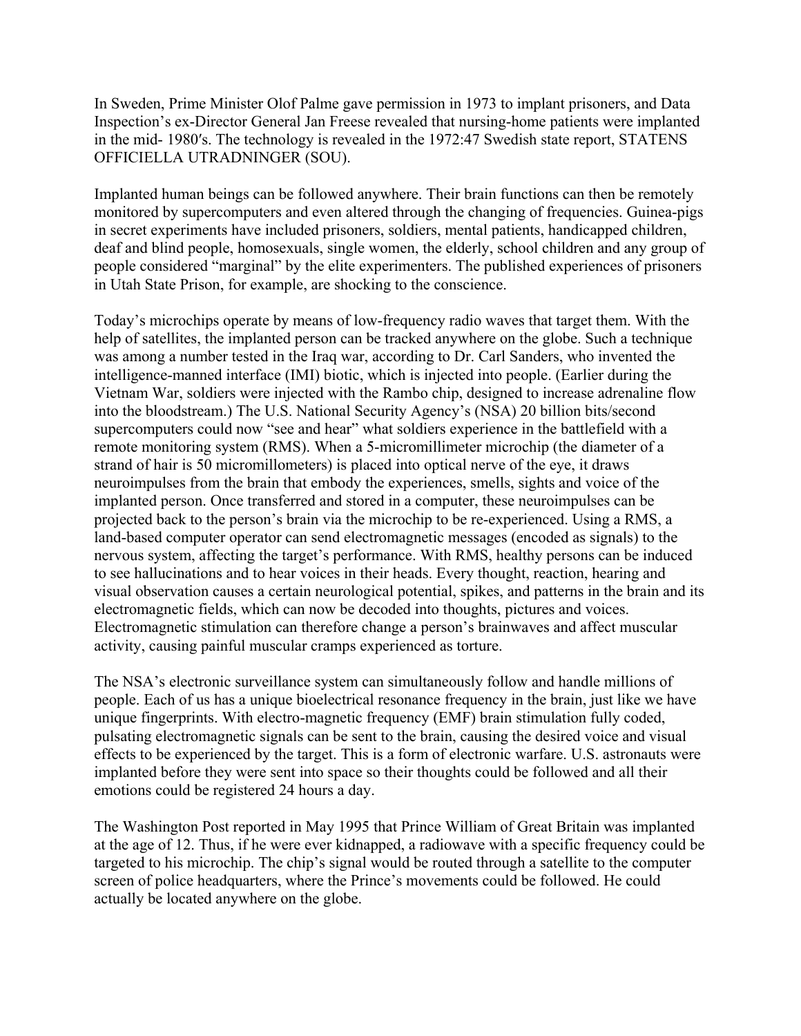In Sweden, Prime Minister Olof Palme gave permission in 1973 to implant prisoners, and Data Inspection's ex-Director General Jan Freese revealed that nursing-home patients were implanted in the mid- 1980′s. The technology is revealed in the 1972:47 Swedish state report, STATENS OFFICIELLA UTRADNINGER (SOU).

Implanted human beings can be followed anywhere. Their brain functions can then be remotely monitored by supercomputers and even altered through the changing of frequencies. Guinea-pigs in secret experiments have included prisoners, soldiers, mental patients, handicapped children, deaf and blind people, homosexuals, single women, the elderly, school children and any group of people considered "marginal" by the elite experimenters. The published experiences of prisoners in Utah State Prison, for example, are shocking to the conscience.

Today's microchips operate by means of low-frequency radio waves that target them. With the help of satellites, the implanted person can be tracked anywhere on the globe. Such a technique was among a number tested in the Iraq war, according to Dr. Carl Sanders, who invented the intelligence-manned interface (IMI) biotic, which is injected into people. (Earlier during the Vietnam War, soldiers were injected with the Rambo chip, designed to increase adrenaline flow into the bloodstream.) The U.S. National Security Agency's (NSA) 20 billion bits/second supercomputers could now "see and hear" what soldiers experience in the battlefield with a remote monitoring system (RMS). When a 5-micromillimeter microchip (the diameter of a strand of hair is 50 micromillometers) is placed into optical nerve of the eye, it draws neuroimpulses from the brain that embody the experiences, smells, sights and voice of the implanted person. Once transferred and stored in a computer, these neuroimpulses can be projected back to the person's brain via the microchip to be re-experienced. Using a RMS, a land-based computer operator can send electromagnetic messages (encoded as signals) to the nervous system, affecting the target's performance. With RMS, healthy persons can be induced to see hallucinations and to hear voices in their heads. Every thought, reaction, hearing and visual observation causes a certain neurological potential, spikes, and patterns in the brain and its electromagnetic fields, which can now be decoded into thoughts, pictures and voices. Electromagnetic stimulation can therefore change a person's brainwaves and affect muscular activity, causing painful muscular cramps experienced as torture.

The NSA's electronic surveillance system can simultaneously follow and handle millions of people. Each of us has a unique bioelectrical resonance frequency in the brain, just like we have unique fingerprints. With electro-magnetic frequency (EMF) brain stimulation fully coded, pulsating electromagnetic signals can be sent to the brain, causing the desired voice and visual effects to be experienced by the target. This is a form of electronic warfare. U.S. astronauts were implanted before they were sent into space so their thoughts could be followed and all their emotions could be registered 24 hours a day.

The Washington Post reported in May 1995 that Prince William of Great Britain was implanted at the age of 12. Thus, if he were ever kidnapped, a radiowave with a specific frequency could be targeted to his microchip. The chip's signal would be routed through a satellite to the computer screen of police headquarters, where the Prince's movements could be followed. He could actually be located anywhere on the globe.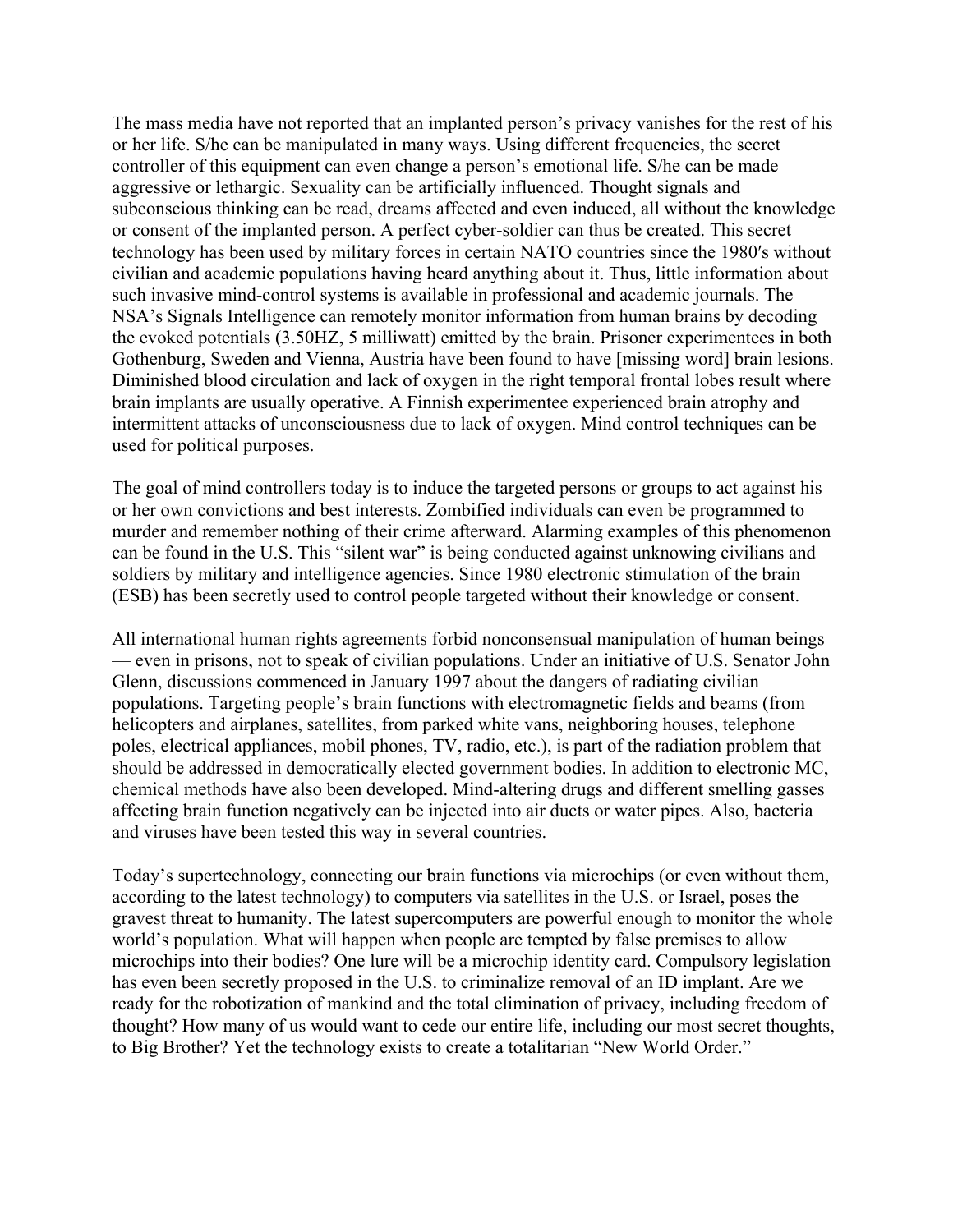The mass media have not reported that an implanted person's privacy vanishes for the rest of his or her life. S/he can be manipulated in many ways. Using different frequencies, the secret controller of this equipment can even change a person's emotional life. S/he can be made aggressive or lethargic. Sexuality can be artificially influenced. Thought signals and subconscious thinking can be read, dreams affected and even induced, all without the knowledge or consent of the implanted person. A perfect cyber-soldier can thus be created. This secret technology has been used by military forces in certain NATO countries since the 1980′s without civilian and academic populations having heard anything about it. Thus, little information about such invasive mind-control systems is available in professional and academic journals. The NSA's Signals Intelligence can remotely monitor information from human brains by decoding the evoked potentials (3.50HZ, 5 milliwatt) emitted by the brain. Prisoner experimentees in both Gothenburg, Sweden and Vienna, Austria have been found to have [missing word] brain lesions. Diminished blood circulation and lack of oxygen in the right temporal frontal lobes result where brain implants are usually operative. A Finnish experimentee experienced brain atrophy and intermittent attacks of unconsciousness due to lack of oxygen. Mind control techniques can be used for political purposes.

The goal of mind controllers today is to induce the targeted persons or groups to act against his or her own convictions and best interests. Zombified individuals can even be programmed to murder and remember nothing of their crime afterward. Alarming examples of this phenomenon can be found in the U.S. This "silent war" is being conducted against unknowing civilians and soldiers by military and intelligence agencies. Since 1980 electronic stimulation of the brain (ESB) has been secretly used to control people targeted without their knowledge or consent.

All international human rights agreements forbid nonconsensual manipulation of human beings — even in prisons, not to speak of civilian populations. Under an initiative of U.S. Senator John Glenn, discussions commenced in January 1997 about the dangers of radiating civilian populations. Targeting people's brain functions with electromagnetic fields and beams (from helicopters and airplanes, satellites, from parked white vans, neighboring houses, telephone poles, electrical appliances, mobil phones, TV, radio, etc.), is part of the radiation problem that should be addressed in democratically elected government bodies. In addition to electronic MC, chemical methods have also been developed. Mind-altering drugs and different smelling gasses affecting brain function negatively can be injected into air ducts or water pipes. Also, bacteria and viruses have been tested this way in several countries.

Today's supertechnology, connecting our brain functions via microchips (or even without them, according to the latest technology) to computers via satellites in the U.S. or Israel, poses the gravest threat to humanity. The latest supercomputers are powerful enough to monitor the whole world's population. What will happen when people are tempted by false premises to allow microchips into their bodies? One lure will be a microchip identity card. Compulsory legislation has even been secretly proposed in the U.S. to criminalize removal of an ID implant. Are we ready for the robotization of mankind and the total elimination of privacy, including freedom of thought? How many of us would want to cede our entire life, including our most secret thoughts, to Big Brother? Yet the technology exists to create a totalitarian "New World Order."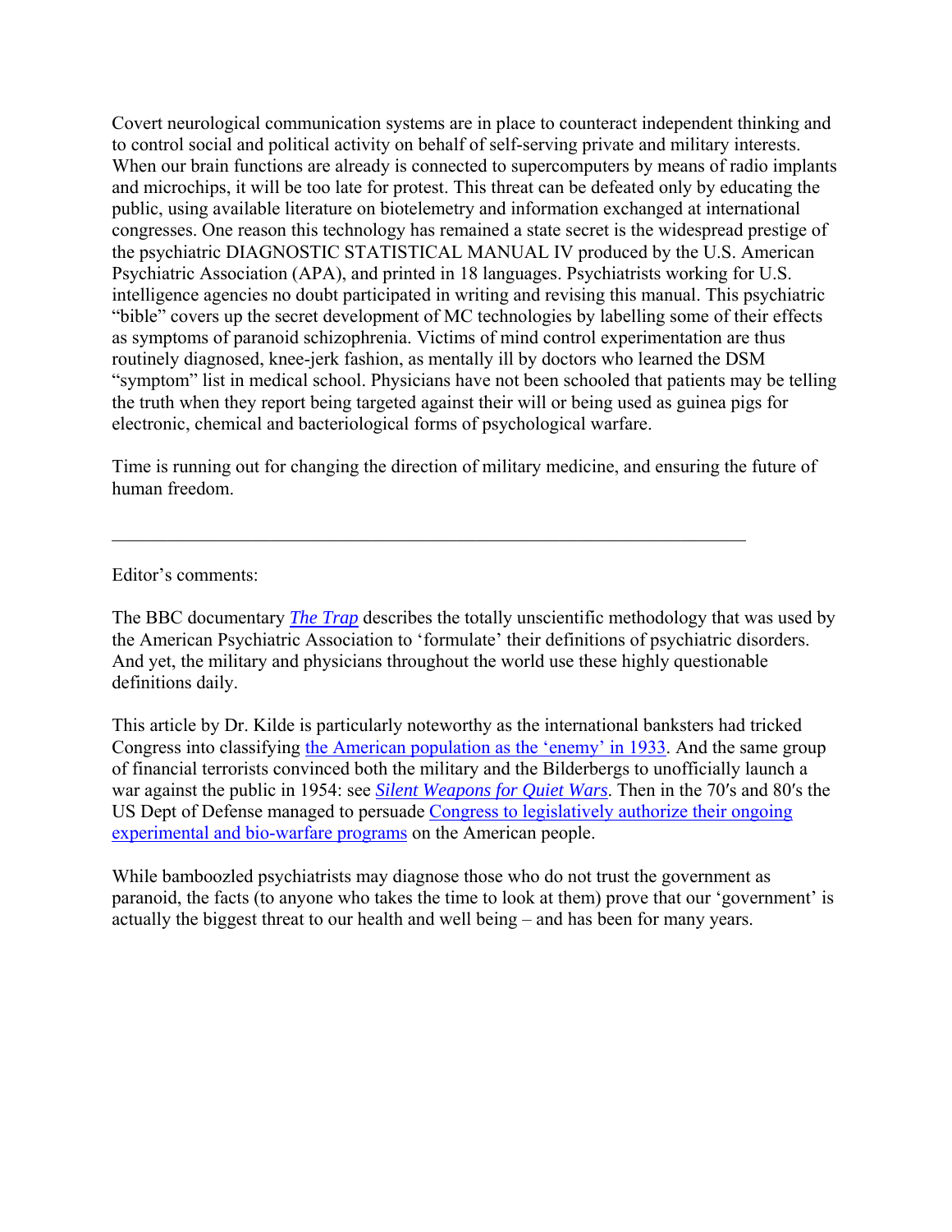Covert neurological communication systems are in place to counteract independent thinking and to control social and political activity on behalf of self-serving private and military interests. When our brain functions are already is connected to supercomputers by means of radio implants and microchips, it will be too late for protest. This threat can be defeated only by educating the public, using available literature on biotelemetry and information exchanged at international congresses. One reason this technology has remained a state secret is the widespread prestige of the psychiatric DIAGNOSTIC STATISTICAL MANUAL IV produced by the U.S. American Psychiatric Association (APA), and printed in 18 languages. Psychiatrists working for U.S. intelligence agencies no doubt participated in writing and revising this manual. This psychiatric "bible" covers up the secret development of MC technologies by labelling some of their effects as symptoms of paranoid schizophrenia. Victims of mind control experimentation are thus routinely diagnosed, knee-jerk fashion, as mentally ill by doctors who learned the DSM "symptom" list in medical school. Physicians have not been schooled that patients may be telling the truth when they report being targeted against their will or being used as guinea pigs for electronic, chemical and bacteriological forms of psychological warfare.

Time is running out for changing the direction of military medicine, and ensuring the future of human freedom.

---

Editor's comments:

The BBC documentary *The Trap* describes the totally unscientific methodology that was used by the American Psychiatric Association to 'formulate' their definitions of psychiatric disorders. And yet, the military and physicians throughout the world use these highly questionable definitions daily.

This article by Dr. Kilde is particularly noteworthy as the international banksters had tricked Congress into classifying the American population as the 'enemy' in 1933. And the same group of financial terrorists convinced both the military and the Bilderbergs to unofficially launch a war against the public in 1954: see *Silent Weapons for Quiet Wars*. Then in the 70′s and 80′s the US Dept of Defense managed to persuade Congress to legislatively authorize their ongoing experimental and bio-warfare programs on the American people.

While bamboozled psychiatrists may diagnose those who do not trust the government as paranoid, the facts (to anyone who takes the time to look at them) prove that our 'government' is actually the biggest threat to our health and well being – and has been for many years.